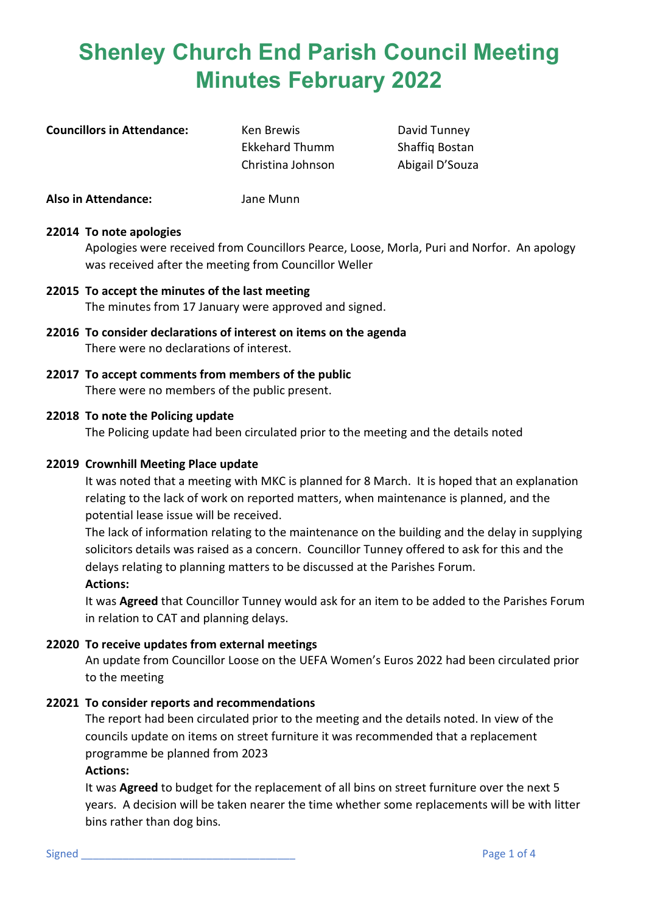# Shenley Church End Parish Council Meeting Minutes February 2022

| **Councillors in Attendance:** | Ken Brewis | David Tunney |
|---|---|---|
| | Ekkehard Thumm | Shaffiq Bostan |
| | Christina Johnson | Abigail D'Souza |

**Also in Attendance:** Jane Munn

**22014 To note apologies**

Apologies were received from Councillors Pearce, Loose, Morla, Puri and Norfor. An apology was received after the meeting from Councillor Weller

**22015 To accept the minutes of the last meeting**

The minutes from 17 January were approved and signed.

**22016 To consider declarations of interest on items on the agenda**

There were no declarations of interest.

**22017 To accept comments from members of the public**

There were no members of the public present.

**22018 To note the Policing update**

The Policing update had been circulated prior to the meeting and the details noted

**22019 Crownhill Meeting Place update**

It was noted that a meeting with MKC is planned for 8 March. It is hoped that an explanation relating to the lack of work on reported matters, when maintenance is planned, and the potential lease issue will be received.

The lack of information relating to the maintenance on the building and the delay in supplying solicitors details was raised as a concern. Councillor Tunney offered to ask for this and the delays relating to planning matters to be discussed at the Parishes Forum.

**Actions:**

It was **Agreed** that Councillor Tunney would ask for an item to be added to the Parishes Forum in relation to CAT and planning delays.

**22020 To receive updates from external meetings**

An update from Councillor Loose on the UEFA Women's Euros 2022 had been circulated prior to the meeting

**22021 To consider reports and recommendations**

The report had been circulated prior to the meeting and the details noted. In view of the councils update on items on street furniture it was recommended that a replacement programme be planned from 2023

**Actions:**

It was **Agreed** to budget for the replacement of all bins on street furniture over the next 5 years. A decision will be taken nearer the time whether some replacements will be with litter bins rather than dog bins.

Signed ___________________________________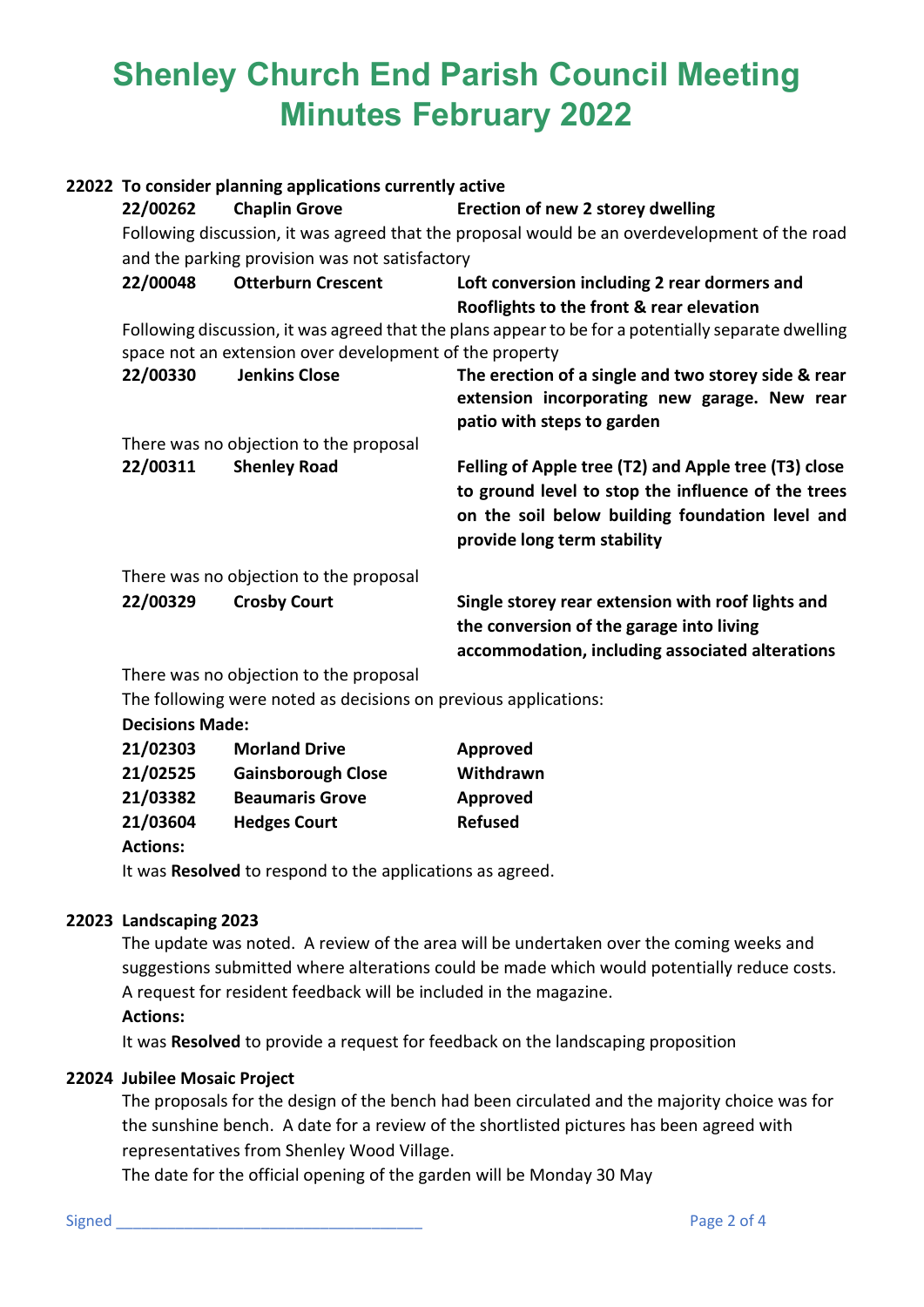# Shenley Church End Parish Council Meeting Minutes February 2022

**22022 To consider planning applications currently active**

**22/00262 Chaplin Grove** — **Erection of new 2 storey dwelling**

Following discussion, it was agreed that the proposal would be an overdevelopment of the road and the parking provision was not satisfactory

**22/00048 Otterburn Crescent** — **Loft conversion including 2 rear dormers and Rooflights to the front & rear elevation**

Following discussion, it was agreed that the plans appear to be for a potentially separate dwelling space not an extension over development of the property

**22/00330 Jenkins Close** — **The erection of a single and two storey side & rear extension incorporating new garage. New rear patio with steps to garden**

There was no objection to the proposal

**22/00311 Shenley Road** — **Felling of Apple tree (T2) and Apple tree (T3) close to ground level to stop the influence of the trees on the soil below building foundation level and provide long term stability**

There was no objection to the proposal

**22/00329 Crosby Court** — **Single storey rear extension with roof lights and the conversion of the garage into living accommodation, including associated alterations**

There was no objection to the proposal

The following were noted as decisions on previous applications:

**Decisions Made:**

| | | |
|---|---|---|
| **21/02303** | **Morland Drive** | **Approved** |
| **21/02525** | **Gainsborough Close** | **Withdrawn** |
| **21/03382** | **Beaumaris Grove** | **Approved** |
| **21/03604** | **Hedges Court** | **Refused** |

**Actions:**

It was **Resolved** to respond to the applications as agreed.

**22023 Landscaping 2023**

The update was noted. A review of the area will be undertaken over the coming weeks and suggestions submitted where alterations could be made which would potentially reduce costs. A request for resident feedback will be included in the magazine.

**Actions:**

It was **Resolved** to provide a request for feedback on the landscaping proposition

**22024 Jubilee Mosaic Project**

The proposals for the design of the bench had been circulated and the majority choice was for the sunshine bench. A date for a review of the shortlisted pictures has been agreed with representatives from Shenley Wood Village.

The date for the official opening of the garden will be Monday 30 May

Signed ___________________________________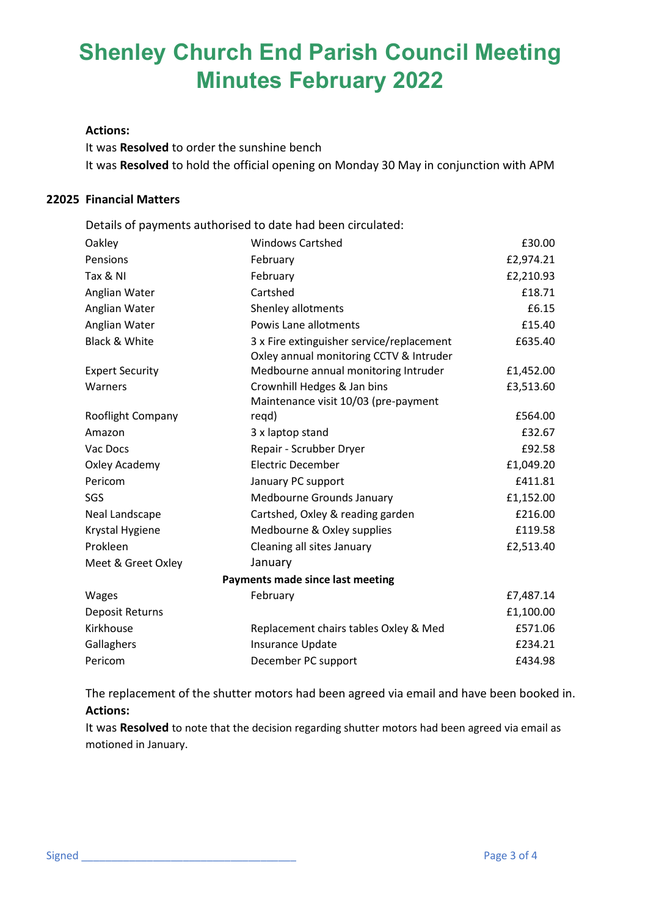# Shenley Church End Parish Council Meeting Minutes February 2022

**Actions:**

It was **Resolved** to order the sunshine bench

It was **Resolved** to hold the official opening on Monday 30 May in conjunction with APM

**22025 Financial Matters**

Details of payments authorised to date had been circulated:

| | | |
|---|---|---|
| Oakley | Windows Cartshed | £30.00 |
| Pensions | February | £2,974.21 |
| Tax & NI | February | £2,210.93 |
| Anglian Water | Cartshed | £18.71 |
| Anglian Water | Shenley allotments | £6.15 |
| Anglian Water | Powis Lane allotments | £15.40 |
| Black & White | 3 x Fire extinguisher service/replacement | £635.40 |
| Expert Security | Oxley annual monitoring CCTV & Intruder Medbourne annual monitoring Intruder | £1,452.00 |
| Warners | Crownhill Hedges & Jan bins | £3,513.60 |
| Rooflight Company | Maintenance visit 10/03 (pre-payment reqd) | £564.00 |
| Amazon | 3 x laptop stand | £32.67 |
| Vac Docs | Repair - Scrubber Dryer | £92.58 |
| Oxley Academy | Electric December | £1,049.20 |
| Pericom | January PC support | £411.81 |
| SGS | Medbourne Grounds January | £1,152.00 |
| Neal Landscape | Cartshed, Oxley & reading garden | £216.00 |
| Krystal Hygiene | Medbourne & Oxley supplies | £119.58 |
| Prokleen | Cleaning all sites January | £2,513.40 |
| Meet & Greet Oxley | January | |
| | **Payments made since last meeting** | |
| Wages | February | £7,487.14 |
| Deposit Returns | | £1,100.00 |
| Kirkhouse | Replacement chairs tables Oxley & Med | £571.06 |
| Gallaghers | Insurance Update | £234.21 |
| Pericom | December PC support | £434.98 |

The replacement of the shutter motors had been agreed via email and have been booked in.

**Actions:**

It was **Resolved** to note that the decision regarding shutter motors had been agreed via email as motioned in January.

Signed ___________________________________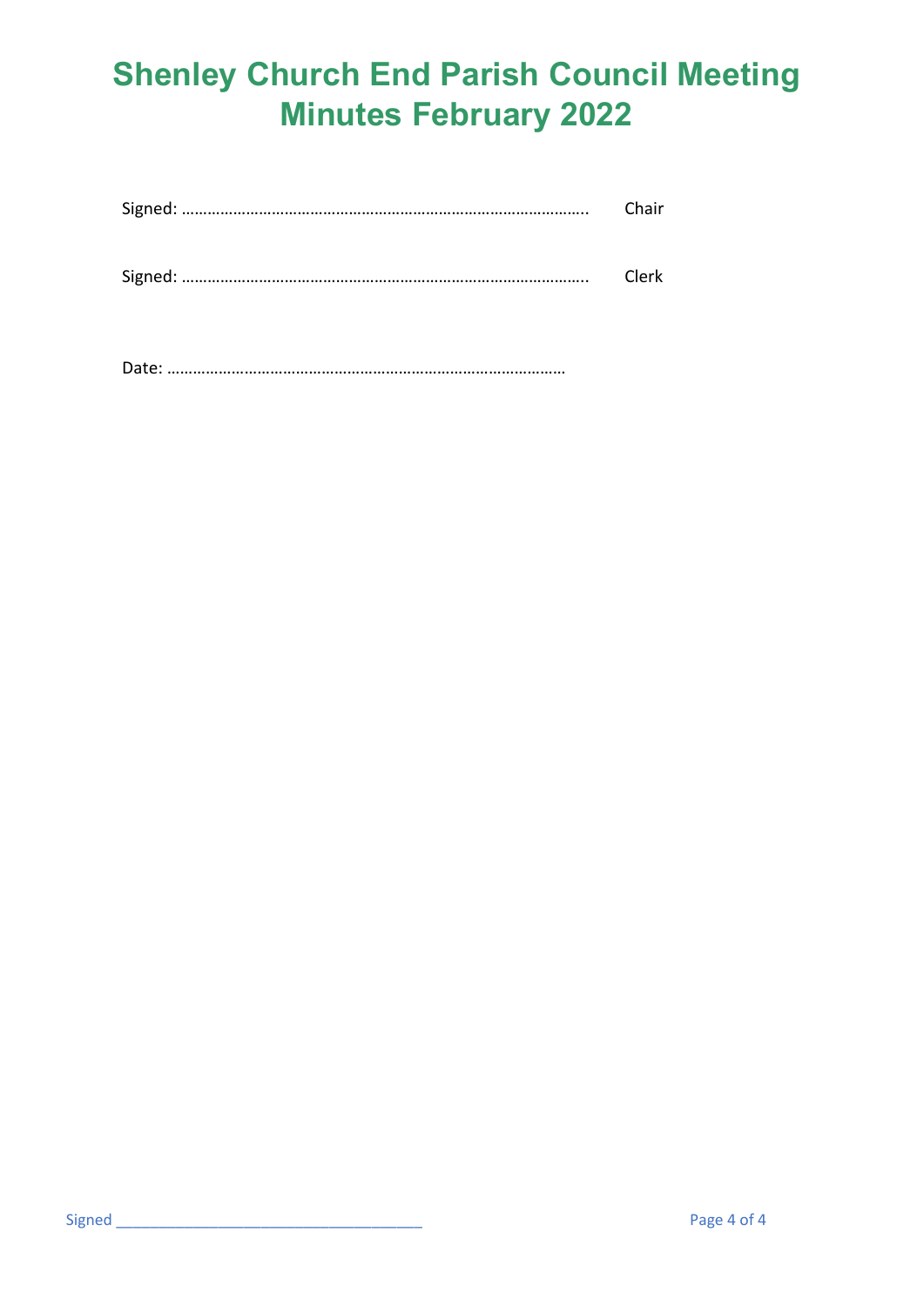# Shenley Church End Parish Council Meeting Minutes February 2022

Signed: ………………………………………………………………………………….. Chair

Signed: ………………………………………………………………………………….. Clerk

Date: ………………………………………………………………………………